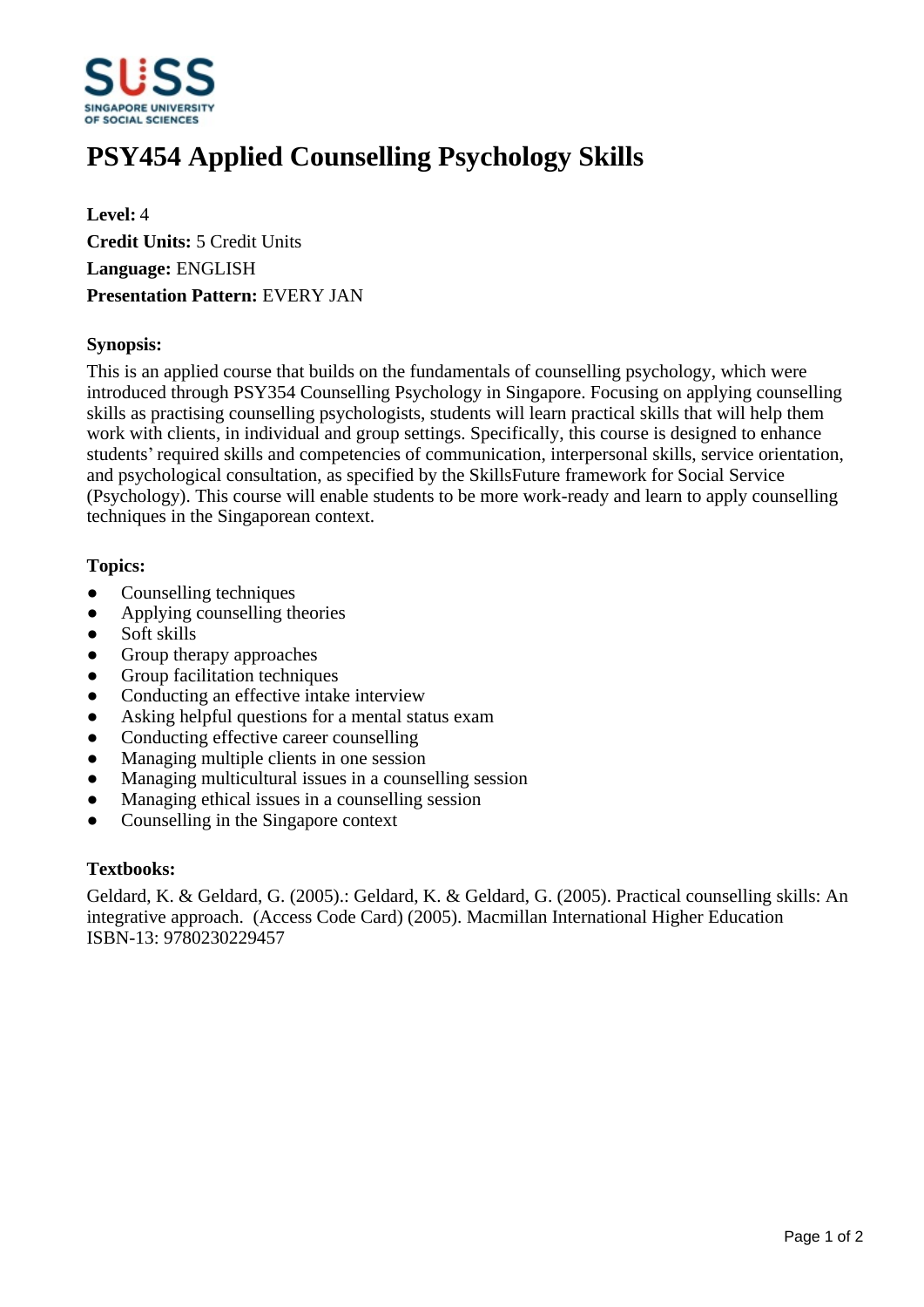# PSY454 Applied Counselling Psychology Skills

**Level:** 4
**Credit Units:** 5 Credit Units
**Language:** ENGLISH
**Presentation Pattern:** EVERY JAN

**Synopsis:**

This is an applied course that builds on the fundamentals of counselling psychology, which were introduced through PSY354 Counselling Psychology in Singapore. Focusing on applying counselling skills as practising counselling psychologists, students will learn practical skills that will help them work with clients, in individual and group settings. Specifically, this course is designed to enhance students' required skills and competencies of communication, interpersonal skills, service orientation, and psychological consultation, as specified by the SkillsFuture framework for Social Service (Psychology). This course will enable students to be more work-ready and learn to apply counselling techniques in the Singaporean context.

**Topics:**

- Counselling techniques
- Applying counselling theories
- Soft skills
- Group therapy approaches
- Group facilitation techniques
- Conducting an effective intake interview
- Asking helpful questions for a mental status exam
- Conducting effective career counselling
- Managing multiple clients in one session
- Managing multicultural issues in a counselling session
- Managing ethical issues in a counselling session
- Counselling in the Singapore context

**Textbooks:**

Geldard, K. & Geldard, G. (2005).: Geldard, K. & Geldard, G. (2005). Practical counselling skills: An integrative approach. (Access Code Card) (2005). Macmillan International Higher Education
ISBN-13: 9780230229457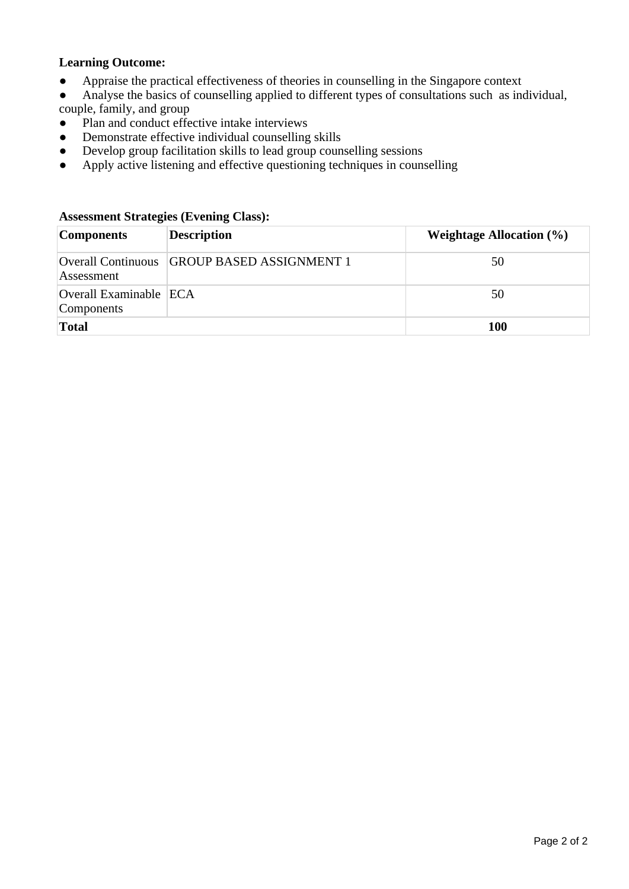**Learning Outcome:**

- Appraise the practical effectiveness of theories in counselling in the Singapore context
- Analyse the basics of counselling applied to different types of consultations such as individual, couple, family, and group
- Plan and conduct effective intake interviews
- Demonstrate effective individual counselling skills
- Develop group facilitation skills to lead group counselling sessions
- Apply active listening and effective questioning techniques in counselling

**Assessment Strategies (Evening Class):**

| Components | Description | Weightage Allocation (%) |
|---|---|---|
| Overall Continuous Assessment | GROUP BASED ASSIGNMENT 1 | 50 |
| Overall Examinable Components | ECA | 50 |
| **Total** | | **100** |